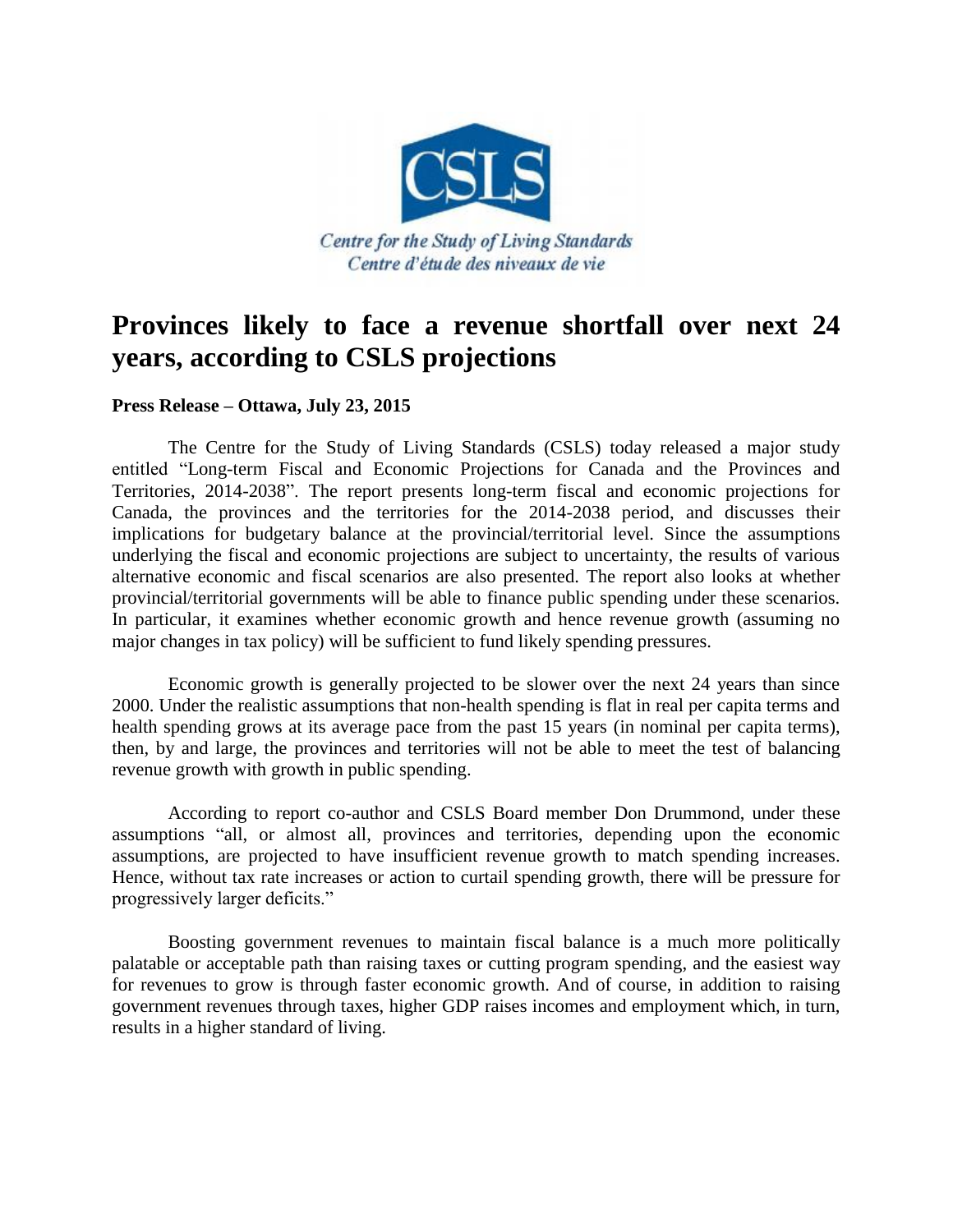Centre for the Study of Living Standards

Centre d'étude des niveaux de vie

# Provinces likely to face a revenue shortfall over next 24 years, according to CSLS projections

**Press Release – Ottawa, July 23, 2015**

The Centre for the Study of Living Standards (CSLS) today released a major study entitled "Long-term Fiscal and Economic Projections for Canada and the Provinces and Territories, 2014-2038". The report presents long-term fiscal and economic projections for Canada, the provinces and the territories for the 2014-2038 period, and discusses their implications for budgetary balance at the provincial/territorial level. Since the assumptions underlying the fiscal and economic projections are subject to uncertainty, the results of various alternative economic and fiscal scenarios are also presented. The report also looks at whether provincial/territorial governments will be able to finance public spending under these scenarios. In particular, it examines whether economic growth and hence revenue growth (assuming no major changes in tax policy) will be sufficient to fund likely spending pressures.

Economic growth is generally projected to be slower over the next 24 years than since 2000. Under the realistic assumptions that non-health spending is flat in real per capita terms and health spending grows at its average pace from the past 15 years (in nominal per capita terms), then, by and large, the provinces and territories will not be able to meet the test of balancing revenue growth with growth in public spending.

According to report co-author and CSLS Board member Don Drummond, under these assumptions "all, or almost all, provinces and territories, depending upon the economic assumptions, are projected to have insufficient revenue growth to match spending increases. Hence, without tax rate increases or action to curtail spending growth, there will be pressure for progressively larger deficits."

Boosting government revenues to maintain fiscal balance is a much more politically palatable or acceptable path than raising taxes or cutting program spending, and the easiest way for revenues to grow is through faster economic growth. And of course, in addition to raising government revenues through taxes, higher GDP raises incomes and employment which, in turn, results in a higher standard of living.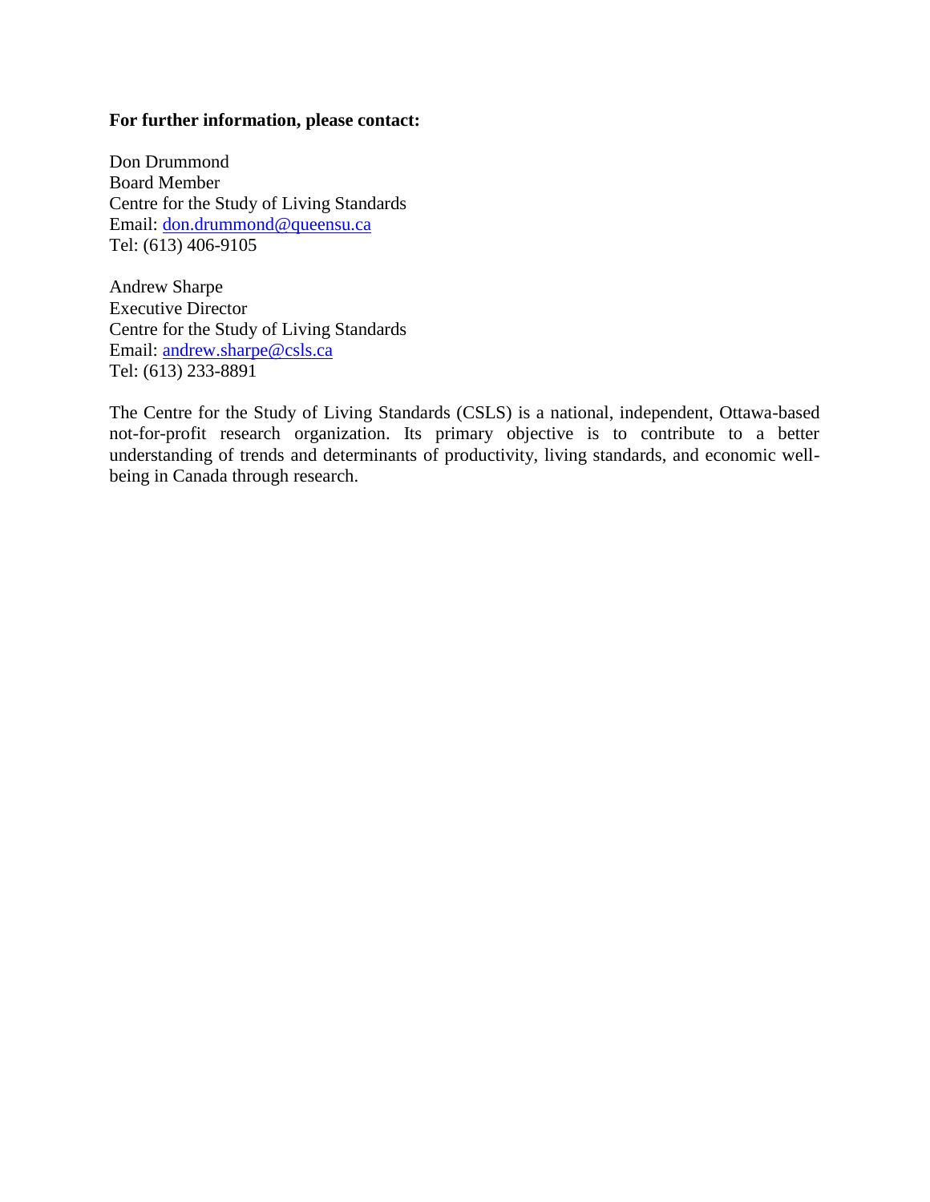**For further information, please contact:**

Don Drummond
Board Member
Centre for the Study of Living Standards
Email: don.drummond@queensu.ca
Tel: (613) 406-9105

Andrew Sharpe
Executive Director
Centre for the Study of Living Standards
Email: andrew.sharpe@csls.ca
Tel: (613) 233-8891

The Centre for the Study of Living Standards (CSLS) is a national, independent, Ottawa-based not-for-profit research organization. Its primary objective is to contribute to a better understanding of trends and determinants of productivity, living standards, and economic well-being in Canada through research.